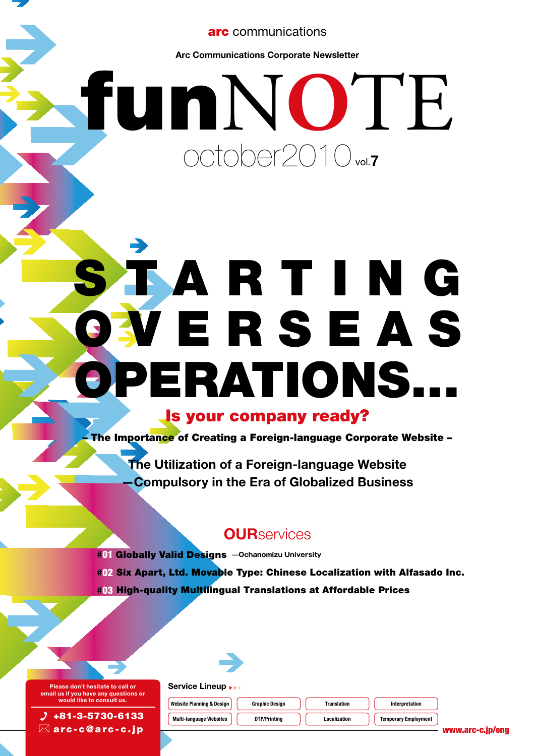**arc** communications

Arc Communications Corporate Newsletter

# funNOTE

october2010 vol.7

# STARTING OVERSEAS OPERATIONS...

## Is your company ready?

**– The Importance of Creating a Foreign-language Corporate Website –**

The Utilization of a Foreign-language Website
—Compulsory in the Era of Globalized Business

## OURservices

**#01 Globally Valid Designs** —Ochanomizu University

**#02 Six Apart, Ltd. Movable Type: Chinese Localization with Alfasado Inc.**

**#03 High-quality Multilingual Translations at Affordable Prices**

Please don't hesitate to call or email us if you have any questions or would like to consult us.

+81-3-5730-6133

arc-c@arc-c.jp

Service Lineup

- Website Planning & Design
- Graphic Design
- Translation
- Interpretation
- Multi-language Websites
- DTP/Printing
- Localization
- Temporary Employment

www.arc-c.jp/eng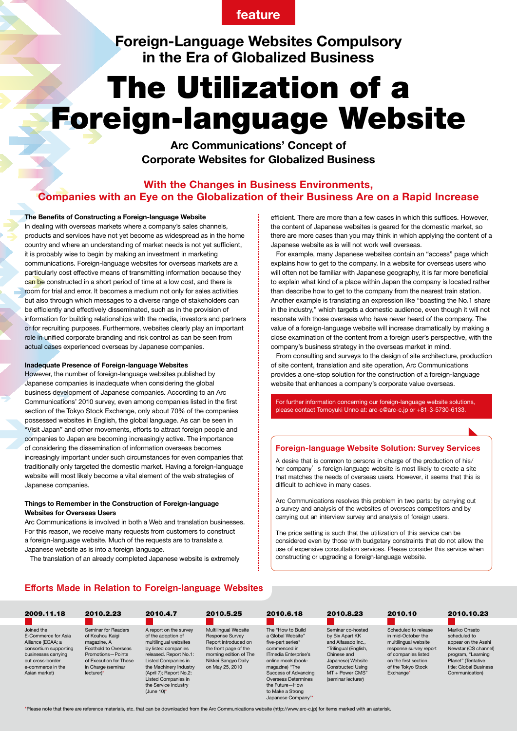feature

## Foreign-Language Websites Compulsory in the Era of Globalized Business

# The Utilization of a Foreign-language Website

### Arc Communications' Concept of Corporate Websites for Globalized Business

## With the Changes in Business Environments, Companies with an Eye on the Globalization of their Business Are on a Rapid Increase

**The Benefits of Constructing a Foreign-language Website**

In dealing with overseas markets where a company's sales channels, products and services have not yet become as widespread as in the home country and where an understanding of market needs is not yet sufficient, it is probably wise to begin by making an investment in marketing communications. Foreign-language websites for overseas markets are a particularly cost effective means of transmitting information because they can be constructed in a short period of time at a low cost, and there is room for trial and error. It becomes a medium not only for sales activities but also through which messages to a diverse range of stakeholders can be efficiently and effectively disseminated, such as in the provision of information for building relationships with the media, investors and partners or for recruiting purposes. Furthermore, websites clearly play an important role in unified corporate branding and risk control as can be seen from actual cases experienced overseas by Japanese companies.

**Inadequate Presence of Foreign-language Websites**

However, the number of foreign-language websites published by Japanese companies is inadequate when considering the global business development of Japanese companies. According to an Arc Communications' 2010 survey, even among companies listed in the first section of the Tokyo Stock Exchange, only about 70% of the companies possessed websites in English, the global language. As can be seen in "Visit Japan" and other movements, efforts to attract foreign people and companies to Japan are becoming increasingly active. The importance of considering the dissemination of information overseas becomes increasingly important under such circumstances for even companies that traditionally only targeted the domestic market. Having a foreign-language website will most likely become a vital element of the web strategies of Japanese companies.

**Things to Remember in the Construction of Foreign-language Websites for Overseas Users**

Arc Communications is involved in both a Web and translation businesses. For this reason, we receive many requests from customers to construct a foreign-language website. Much of the requests are to translate a Japanese website as is into a foreign language.

The translation of an already completed Japanese website is extremely efficient. There are more than a few cases in which this suffices. However, the content of Japanese websites is geared for the domestic market, so there are more cases than you may think in which applying the content of a Japanese website as is will not work well overseas.

For example, many Japanese websites contain an "access" page which explains how to get to the company. In a website for overseas users who will often not be familiar with Japanese geography, it is far more beneficial to explain what kind of a place within Japan the company is located rather than describe how to get to the company from the nearest train station. Another example is translating an expression like "boasting the No.1 share in the industry," which targets a domestic audience, even though it will not resonate with those overseas who have never heard of the company. The value of a foreign-language website will increase dramatically by making a close examination of the content from a foreign user's perspective, with the company's business strategy in the overseas market in mind.

From consulting and surveys to the design of site architecture, production of site content, translation and site operation, Arc Communications provides a one-stop solution for the construction of a foreign-language website that enhances a company's corporate value overseas.

For further information concerning our foreign-language website solutions, please contact Tomoyuki Unno at: arc-c@arc-c.jp or +81-3-5730-6133.

### Foreign-language Website Solution: Survey Services

A desire that is common to persons in charge of the production of his/her company's foreign-language website is most likely to create a site that matches the needs of overseas users. However, it seems that this is difficult to achieve in many cases.

Arc Communications resolves this problem in two parts: by carrying out a survey and analysis of the websites of overseas competitors and by carrying out an interview survey and analysis of foreign users.

The price setting is such that the utilization of this service can be considered even by those with budgetary constraints that do not allow the use of expensive consultation services. Please consider this service when constructing or upgrading a foreign-language website.

## Efforts Made in Relation to Foreign-language Websites

- **2009.11.18** — Joined the E-Commerce for Asia Alliance (ECAA; a consortium supporting businesses carrying out cross-border e-commerce in the Asian market)
- **2010.2.23** — Seminar for Readers of Kouhou Kaigi magazine, A Foothold to Overseas Promotions—Points of Execution for Those in Charge (seminar lecturer)*
- **2010.4.7** — A report on the survey of the adoption of multilingual websites by listed companies released. Report No.1: Listed Companies in the Machinery Industry (April 7); Report No.2: Listed Companies in the Service Industry (June 10)*
- **2010.5.25** — Multilingual Website Response Survey Report introduced on the front page of the morning edition of The Nikkei Sangyo Daily on May 25, 2010
- **2010.6.18** — The "How to Build a Global Website" five-part series* commenced in ITmedia Enterprise's online mook (book-magazine) "The Success of Advancing Overseas Determines the Future—How to Make a Strong Japanese Company"*
- **2010.8.23** — Seminar co-hosted by Six Apart KK and Alfasado Inc., "Trilingual (English, Chinese and Japanese) Website Constructed Using MT + Power CMS" (seminar lecturer)
- **2010.10** — Scheduled to release in mid-October the multilingual website response survey report of companies listed on the first section of the Tokyo Stock Exchange*
- **2010.10.23** — Mariko Ohsato scheduled to appear on the Asahi Newstar (CS channel) program, "Learning Planet" (Tentative title: Global Business Communication)

*Please note that there are reference materials, etc. that can be downloaded from the Arc Communications website (http://www.arc-c.jp) for items marked with an asterisk.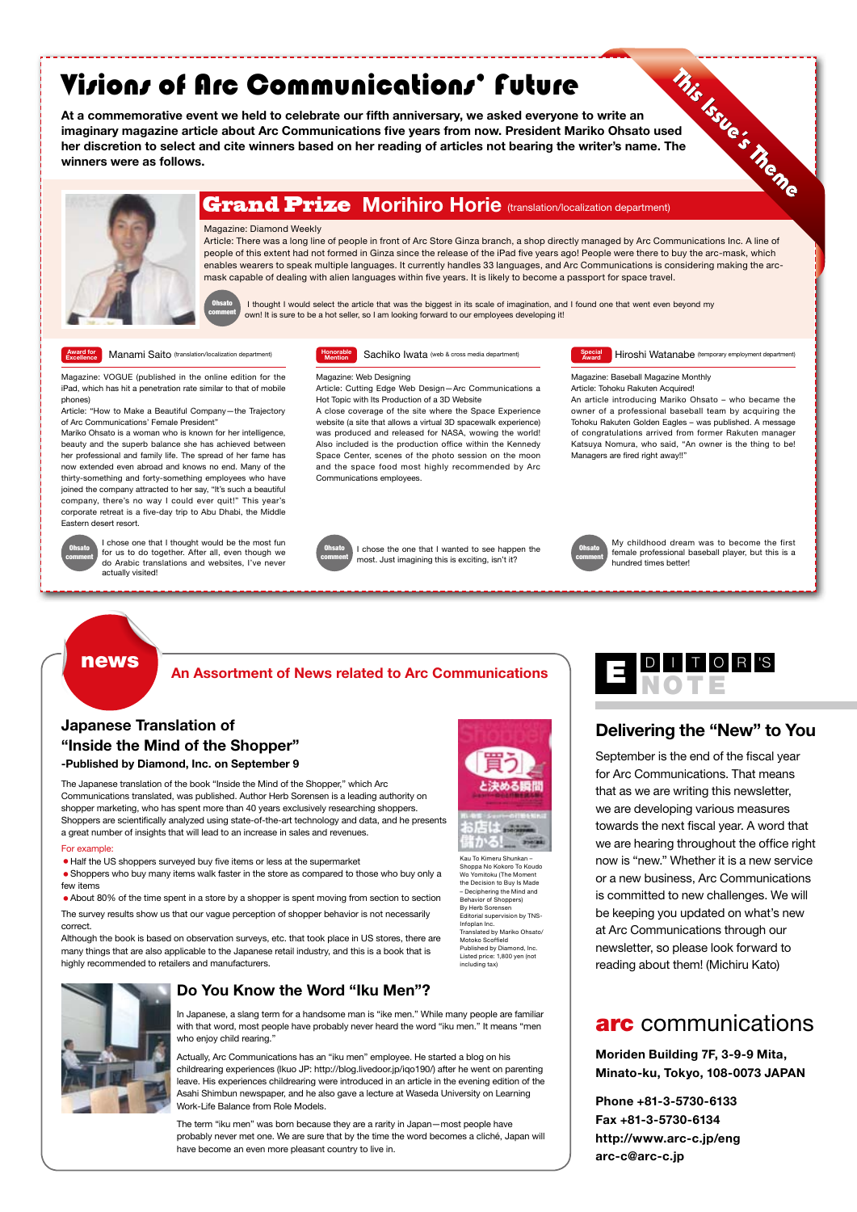# Visions of Arc Communications' Future

This Issue's Theme

**At a commemorative event we held to celebrate our fifth anniversary, we asked everyone to write an imaginary magazine article about Arc Communications five years from now. President Mariko Ohsato used her discretion to select and cite winners based on her reading of articles not bearing the writer's name. The winners were as follows.**

## Grand Prize Morihiro Horie (translation/localization department)

Magazine: Diamond Weekly

Article: There was a long line of people in front of Arc Store Ginza branch, a shop directly managed by Arc Communications Inc. A line of people of this extent had not formed in Ginza since the release of the iPad five years ago! People were there to buy the arc-mask, which enables wearers to speak multiple languages. It currently handles 33 languages, and Arc Communications is considering making the arc-mask capable of dealing with alien languages within five years. It is likely to become a passport for space travel.

**Ohsato comment** I thought I would select the article that was the biggest in its scale of imagination, and I found one that went even beyond my own! It is sure to be a hot seller, so I am looking forward to our employees developing it!

### Award for Excellence Manami Saito (translation/localization department)

Magazine: VOGUE (published in the online edition for the iPad, which has hit a penetration rate similar to that of mobile phones)

Article: "How to Make a Beautiful Company—the Trajectory of Arc Communications' Female President"

Mariko Ohsato is a woman who is known for her intelligence, beauty and the superb balance she has achieved between her professional and family life. The spread of her fame has now extended even abroad and knows no end. Many of the thirty-something and forty-something employees who have joined the company attracted to her say, "It's such a beautiful company, there's no way I could ever quit!" This year's corporate retreat is a five-day trip to Abu Dhabi, the Middle Eastern desert resort.

**Ohsato comment** I chose one that I thought would be the most fun for us to do together. After all, even though we do Arabic translations and websites, I've never actually visited!

### Honorable Mention Sachiko Iwata (web & cross media department)

Magazine: Web Designing

Article: Cutting Edge Web Design—Arc Communications a Hot Topic with Its Production of a 3D Website

A close coverage of the site where the Space Experience website (a site that allows a virtual 3D spacewalk experience) was produced and released for NASA, wowing the world! Also included is the production office within the Kennedy Space Center, scenes of the photo session on the moon and the space food most highly recommended by Arc Communications employees.

**Ohsato comment** I chose the one that I wanted to see happen the most. Just imagining this is exciting, isn't it?

### Special Award Hiroshi Watanabe (temporary employment department)

Magazine: Baseball Magazine Monthly

Article: Tohoku Rakuten Acquired!

An article introducing Mariko Ohsato – who became the owner of a professional baseball team by acquiring the Tohoku Rakuten Golden Eagles – was published. A message of congratulations arrived from former Rakuten manager Katsuya Nomura, who said, "An owner is the thing to be! Managers are fired right away!!"

**Ohsato comment** My childhood dream was to become the first female professional baseball player, but this is a hundred times better!

# news

## An Assortment of News related to Arc Communications

### Japanese Translation of "Inside the Mind of the Shopper"

**-Published by Diamond, Inc. on September 9**

The Japanese translation of the book "Inside the Mind of the Shopper," which Arc Communications translated, was published. Author Herb Sorensen is a leading authority on shopper marketing, who has spent more than 40 years exclusively researching shoppers. Shoppers are scientifically analyzed using state-of-the-art technology and data, and he presents a great number of insights that will lead to an increase in sales and revenues.

For example:

- Half the US shoppers surveyed buy five items or less at the supermarket
- Shoppers who buy many items walk faster in the store as compared to those who buy only a few items
- About 80% of the time spent in a store by a shopper is spent moving from section to section

The survey results show us that our vague perception of shopper behavior is not necessarily correct.

Although the book is based on observation surveys, etc. that took place in US stores, there are many things that are also applicable to the Japanese retail industry, and this is a book that is highly recommended to retailers and manufacturers.

Kau To Kimeru Shunkan – Shoppa No Kokoro To Koudo Wo Yomitoku (The Moment the Decision to Buy Is Made – Deciphering the Mind and Behavior of Shoppers)
By Herb Sorensen
Editorial supervision by TNS-Infoplan Inc.
Translated by Mariko Ohsato/ Motoko Scoffield
Published by Diamond, Inc.
Listed price: 1,800 yen (not including tax)

### Do You Know the Word "Iku Men"?

In Japanese, a slang term for a handsome man is "ike men." While many people are familiar with that word, most people have probably never heard the word "iku men." It means "men who enjoy child rearing."

Actually, Arc Communications has an "iku men" employee. He started a blog on his childrearing experiences (Ikuo JP: http://blog.livedoor.jp/iqo190/) after he went on parenting leave. His experiences childrearing were introduced in an article in the evening edition of the Asahi Shimbun newspaper, and he also gave a lecture at Waseda University on Learning Work-Life Balance from Role Models.

The term "iku men" was born because they are a rarity in Japan—most people have probably never met one. We are sure that by the time the word becomes a cliché, Japan will have become an even more pleasant country to live in.

# EDITOR'S NOTE

## Delivering the "New" to You

September is the end of the fiscal year for Arc Communications. That means that as we are writing this newsletter, we are developing various measures towards the next fiscal year. A word that we are hearing throughout the office right now is "new." Whether it is a new service or a new business, Arc Communications is committed to new challenges. We will be keeping you updated on what's new at Arc Communications through our newsletter, so please look forward to reading about them! (Michiru Kato)

**arc communications**

**Moriden Building 7F, 3-9-9 Mita, Minato-ku, Tokyo, 108-0073 JAPAN**

**Phone +81-3-5730-6133**
**Fax +81-3-5730-6134**
**http://www.arc-c.jp/eng**
**arc-c@arc-c.jp**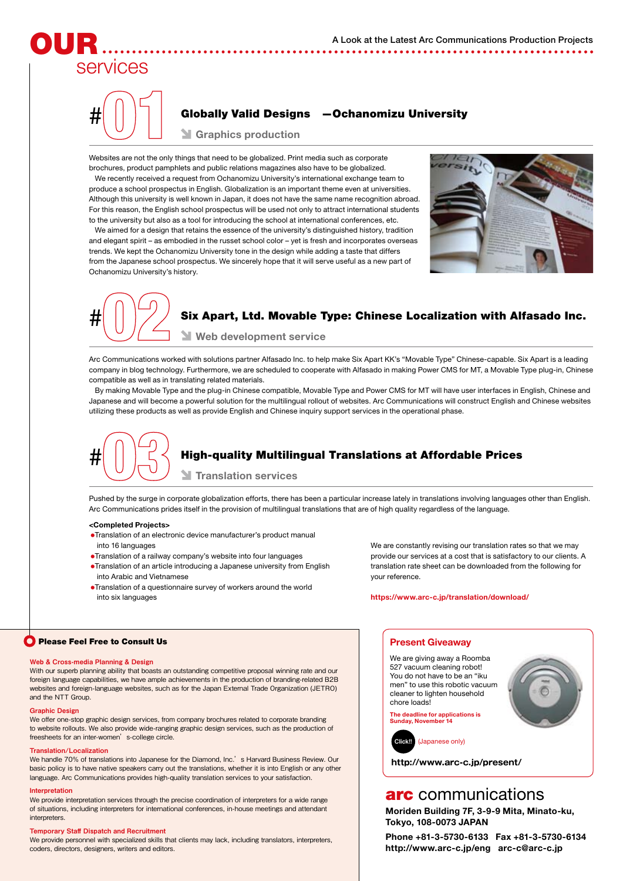# OUR services

A Look at the Latest Arc Communications Production Projects

## #01 Globally Valid Designs —Ochanomizu University

### Graphics production

Websites are not the only things that need to be globalized. Print media such as corporate brochures, product pamphlets and public relations magazines also have to be globalized.

We recently received a request from Ochanomizu University's international exchange team to produce a school prospectus in English. Globalization is an important theme even at universities. Although this university is well known in Japan, it does not have the same name recognition abroad. For this reason, the English school prospectus will be used not only to attract international students to the university but also as a tool for introducing the school at international conferences, etc.

We aimed for a design that retains the essence of the university's distinguished history, tradition and elegant spirit – as embodied in the russet school color – yet is fresh and incorporates overseas trends. We kept the Ochanomizu University tone in the design while adding a taste that differs from the Japanese school prospectus. We sincerely hope that it will serve useful as a new part of Ochanomizu University's history.

## #02 Six Apart, Ltd. Movable Type: Chinese Localization with Alfasado Inc.

### Web development service

Arc Communications worked with solutions partner Alfasado Inc. to help make Six Apart KK's "Movable Type" Chinese-capable. Six Apart is a leading company in blog technology. Furthermore, we are scheduled to cooperate with Alfasado in making Power CMS for MT, a Movable Type plug-in, Chinese compatible as well as in translating related materials.

By making Movable Type and the plug-in Chinese compatible, Movable Type and Power CMS for MT will have user interfaces in English, Chinese and Japanese and will become a powerful solution for the multilingual rollout of websites. Arc Communications will construct English and Chinese websites utilizing these products as well as provide English and Chinese inquiry support services in the operational phase.

## #03 High-quality Multilingual Translations at Affordable Prices

### Translation services

Pushed by the surge in corporate globalization efforts, there has been a particular increase lately in translations involving languages other than English. Arc Communications prides itself in the provision of multilingual translations that are of high quality regardless of the language.

**<Completed Projects>**

- Translation of an electronic device manufacturer's product manual into 16 languages
- Translation of a railway company's website into four languages
- Translation of an article introducing a Japanese university from English into Arabic and Vietnamese
- Translation of a questionnaire survey of workers around the world into six languages

We are constantly revising our translation rates so that we may provide our services at a cost that is satisfactory to our clients. A translation rate sheet can be downloaded from the following for your reference.

https://www.arc-c.jp/translation/download/

## Please Feel Free to Consult Us

**Web & Cross-media Planning & Design**

With our superb planning ability that boasts an outstanding competitive proposal winning rate and our foreign language capabilities, we have ample achievements in the production of branding-related B2B websites and foreign-language websites, such as for the Japan External Trade Organization (JETRO) and the NTT Group.

**Graphic Design**

We offer one-stop graphic design services, from company brochures related to corporate branding to website rollouts. We also provide wide-ranging graphic design services, such as the production of freesheets for an inter-women' s-college circle.

**Translation/Localization**

We handle 70% of translations into Japanese for the Diamond, Inc.' s Harvard Business Review. Our basic policy is to have native speakers carry out the translations, whether it is into English or any other language. Arc Communications provides high-quality translation services to your satisfaction.

**Interpretation**

We provide interpretation services through the precise coordination of interpreters for a wide range of situations, including interpreters for international conferences, in-house meetings and attendant interpreters.

**Temporary Staff Dispatch and Recruitment**

We provide personnel with specialized skills that clients may lack, including translators, interpreters, coders, directors, designers, writers and editors.

## Present Giveaway

We are giving away a Roomba 527 vacuum cleaning robot! You do not have to be an "iku men" to use this robotic vacuum cleaner to lighten household chore loads!

**The deadline for applications is Sunday, November 14**

Click!! (Japanese only)

**http://www.arc-c.jp/present/**

## arc communications

**Moriden Building 7F, 3-9-9 Mita, Minato-ku, Tokyo, 108-0073 JAPAN**

**Phone +81-3-5730-6133 Fax +81-3-5730-6134**
**http://www.arc-c.jp/eng arc-c@arc-c.jp**